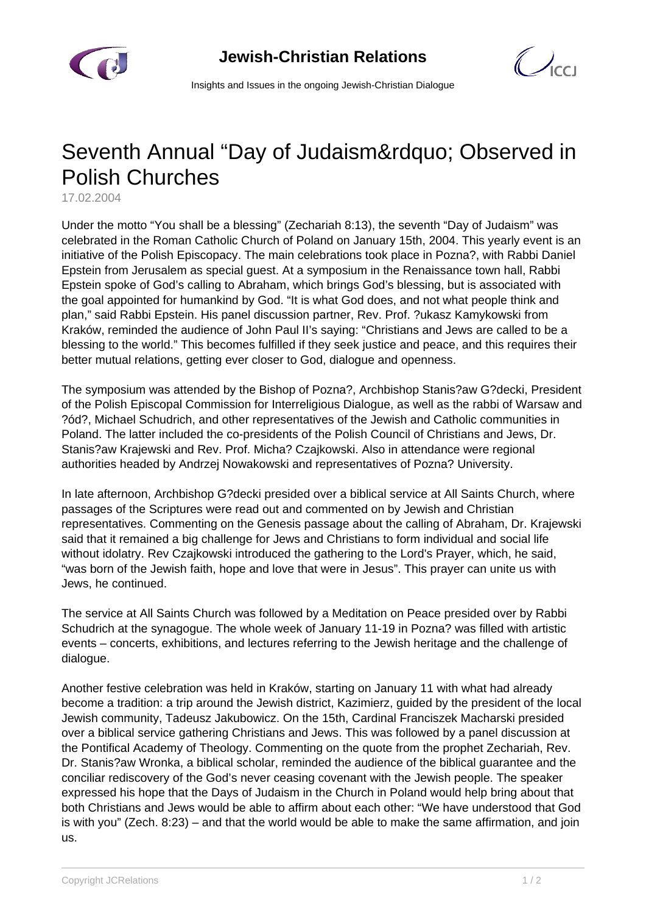# Seventh Annual “Day of Judaism&rdquo; Observed in Polish Churches

17.02.2004

Under the motto “You shall be a blessing” (Zechariah 8:13), the seventh “Day of Judaism” was celebrated in the Roman Catholic Church of Poland on January 15th, 2004. This yearly event is an initiative of the Polish Episcopacy. The main celebrations took place in Pozna?, with Rabbi Daniel Epstein from Jerusalem as special guest. At a symposium in the Renaissance town hall, Rabbi Epstein spoke of God’s calling to Abraham, which brings God’s blessing, but is associated with the goal appointed for humankind by God. “It is what God does, and not what people think and plan,” said Rabbi Epstein. His panel discussion partner, Rev. Prof. ?ukasz Kamykowski from Kraków, reminded the audience of John Paul II’s saying: “Christians and Jews are called to be a blessing to the world.” This becomes fulfilled if they seek justice and peace, and this requires their better mutual relations, getting ever closer to God, dialogue and openness.

The symposium was attended by the Bishop of Pozna?, Archbishop Stanis?aw G?decki, President of the Polish Episcopal Commission for Interreligious Dialogue, as well as the rabbi of Warsaw and ?ód?, Michael Schudrich, and other representatives of the Jewish and Catholic communities in Poland. The latter included the co-presidents of the Polish Council of Christians and Jews, Dr. Stanis?aw Krajewski and Rev. Prof. Micha? Czajkowski. Also in attendance were regional authorities headed by Andrzej Nowakowski and representatives of Pozna? University.

In late afternoon, Archbishop G?decki presided over a biblical service at All Saints Church, where passages of the Scriptures were read out and commented on by Jewish and Christian representatives. Commenting on the Genesis passage about the calling of Abraham, Dr. Krajewski said that it remained a big challenge for Jews and Christians to form individual and social life without idolatry. Rev Czajkowski introduced the gathering to the Lord's Prayer, which, he said, “was born of the Jewish faith, hope and love that were in Jesus”. This prayer can unite us with Jews, he continued.

The service at All Saints Church was followed by a Meditation on Peace presided over by Rabbi Schudrich at the synagogue. The whole week of January 11-19 in Pozna? was filled with artistic events – concerts, exhibitions, and lectures referring to the Jewish heritage and the challenge of dialogue.

Another festive celebration was held in Kraków, starting on January 11 with what had already become a tradition: a trip around the Jewish district, Kazimierz, guided by the president of the local Jewish community, Tadeusz Jakubowicz. On the 15th, Cardinal Franciszek Macharski presided over a biblical service gathering Christians and Jews. This was followed by a panel discussion at the Pontifical Academy of Theology. Commenting on the quote from the prophet Zechariah, Rev. Dr. Stanis?aw Wronka, a biblical scholar, reminded the audience of the biblical guarantee and the conciliar rediscovery of the God’s never ceasing covenant with the Jewish people. The speaker expressed his hope that the Days of Judaism in the Church in Poland would help bring about that both Christians and Jews would be able to affirm about each other: “We have understood that God is with you” (Zech. 8:23) – and that the world would be able to make the same affirmation, and join us.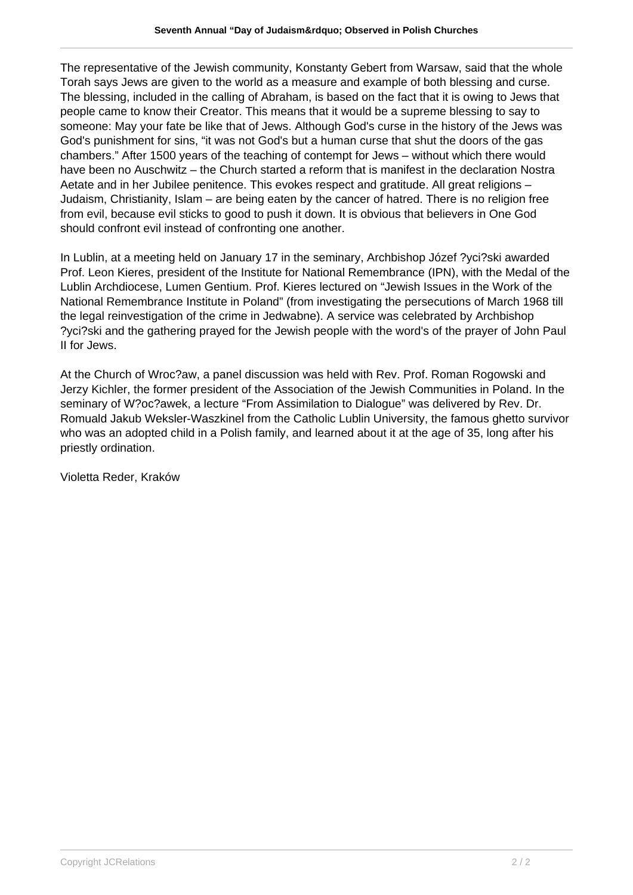The representative of the Jewish community, Konstanty Gebert from Warsaw, said that the whole Torah says Jews are given to the world as a measure and example of both blessing and curse. The blessing, included in the calling of Abraham, is based on the fact that it is owing to Jews that people came to know their Creator. This means that it would be a supreme blessing to say to someone: May your fate be like that of Jews. Although God's curse in the history of the Jews was God's punishment for sins, “it was not God's but a human curse that shut the doors of the gas chambers.” After 1500 years of the teaching of contempt for Jews – without which there would have been no Auschwitz – the Church started a reform that is manifest in the declaration Nostra Aetate and in her Jubilee penitence. This evokes respect and gratitude. All great religions – Judaism, Christianity, Islam – are being eaten by the cancer of hatred. There is no religion free from evil, because evil sticks to good to push it down. It is obvious that believers in One God should confront evil instead of confronting one another.

In Lublin, at a meeting held on January 17 in the seminary, Archbishop Józef ?yci?ski awarded Prof. Leon Kieres, president of the Institute for National Remembrance (IPN), with the Medal of the Lublin Archdiocese, Lumen Gentium. Prof. Kieres lectured on “Jewish Issues in the Work of the National Remembrance Institute in Poland” (from investigating the persecutions of March 1968 till the legal reinvestigation of the crime in Jedwabne). A service was celebrated by Archbishop ?yci?ski and the gathering prayed for the Jewish people with the word's of the prayer of John Paul II for Jews.

At the Church of Wroc?aw, a panel discussion was held with Rev. Prof. Roman Rogowski and Jerzy Kichler, the former president of the Association of the Jewish Communities in Poland. In the seminary of W?oc?awek, a lecture “From Assimilation to Dialogue” was delivered by Rev. Dr. Romuald Jakub Weksler-Waszkinel from the Catholic Lublin University, the famous ghetto survivor who was an adopted child in a Polish family, and learned about it at the age of 35, long after his priestly ordination.

Violetta Reder, Kraków